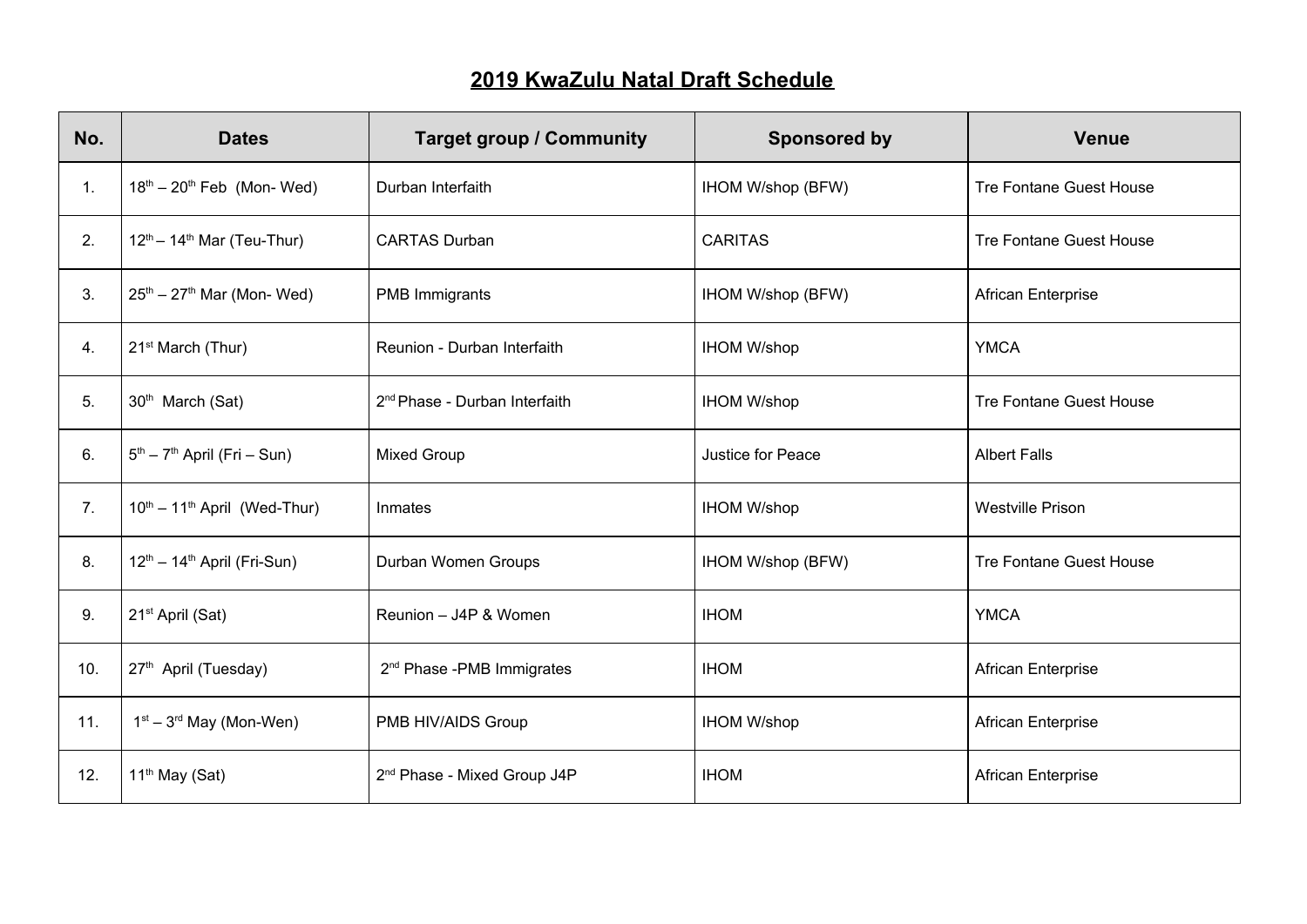# 2019 KwaZulu Natal Draft Schedule

| No. | Dates | Target group / Community | Sponsored by | Venue |
|---|---|---|---|---|
| 1. | 18th – 20th Feb (Mon- Wed) | Durban Interfaith | IHOM W/shop (BFW) | Tre Fontane Guest House |
| 2. | 12th – 14th Mar (Teu-Thur) | CARTAS Durban | CARITAS | Tre Fontane Guest House |
| 3. | 25th – 27th Mar (Mon- Wed) | PMB Immigrants | IHOM W/shop (BFW) | African Enterprise |
| 4. | 21st March (Thur) | Reunion - Durban Interfaith | IHOM W/shop | YMCA |
| 5. | 30th March (Sat) | 2nd Phase - Durban Interfaith | IHOM W/shop | Tre Fontane Guest House |
| 6. | 5th – 7th April (Fri – Sun) | Mixed Group | Justice for Peace | Albert Falls |
| 7. | 10th – 11th April (Wed-Thur) | Inmates | IHOM W/shop | Westville Prison |
| 8. | 12th – 14th April (Fri-Sun) | Durban Women Groups | IHOM W/shop (BFW) | Tre Fontane Guest House |
| 9. | 21st April (Sat) | Reunion – J4P & Women | IHOM | YMCA |
| 10. | 27th April (Tuesday) | 2nd Phase -PMB Immigrates | IHOM | African Enterprise |
| 11. | 1st – 3rd May (Mon-Wen) | PMB HIV/AIDS Group | IHOM W/shop | African Enterprise |
| 12. | 11th May (Sat) | 2nd Phase - Mixed Group J4P | IHOM | African Enterprise |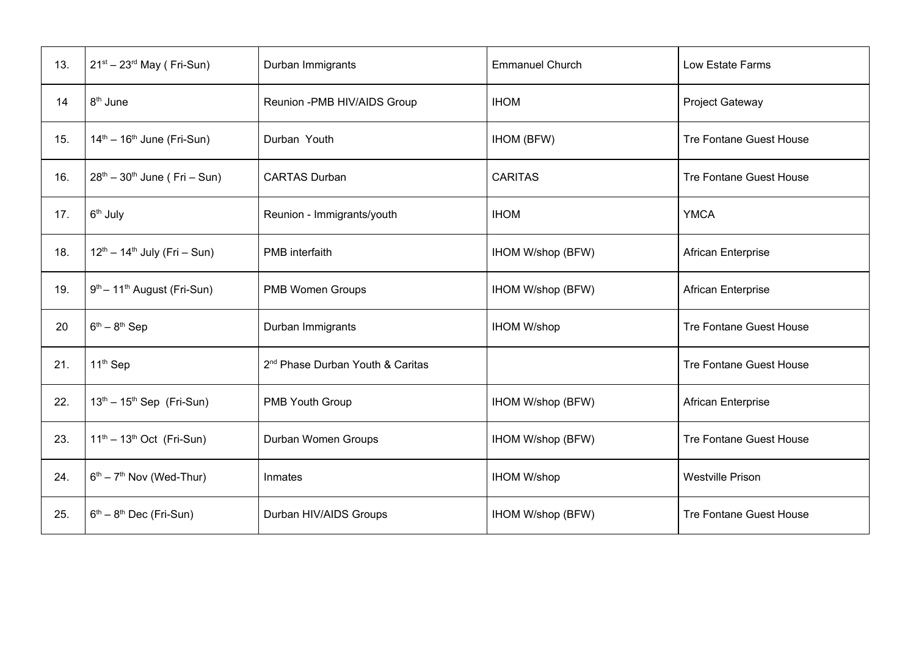| | | | | |
|---|---|---|---|---|
| 13. | 21st – 23rd May ( Fri-Sun) | Durban Immigrants | Emmanuel Church | Low Estate Farms |
| 14 | 8th June | Reunion -PMB HIV/AIDS Group | IHOM | Project Gateway |
| 15. | 14th – 16th June (Fri-Sun) | Durban Youth | IHOM (BFW) | Tre Fontane Guest House |
| 16. | 28th – 30th June ( Fri – Sun) | CARTAS Durban | CARITAS | Tre Fontane Guest House |
| 17. | 6th July | Reunion - Immigrants/youth | IHOM | YMCA |
| 18. | 12th – 14th July (Fri – Sun) | PMB interfaith | IHOM W/shop (BFW) | African Enterprise |
| 19. | 9th – 11th August (Fri-Sun) | PMB Women Groups | IHOM W/shop (BFW) | African Enterprise |
| 20 | 6th – 8th Sep | Durban Immigrants | IHOM W/shop | Tre Fontane Guest House |
| 21. | 11th Sep | 2nd Phase Durban Youth & Caritas | | Tre Fontane Guest House |
| 22. | 13th – 15th Sep (Fri-Sun) | PMB Youth Group | IHOM W/shop (BFW) | African Enterprise |
| 23. | 11th – 13th Oct (Fri-Sun) | Durban Women Groups | IHOM W/shop (BFW) | Tre Fontane Guest House |
| 24. | 6th – 7th Nov (Wed-Thur) | Inmates | IHOM W/shop | Westville Prison |
| 25. | 6th – 8th Dec (Fri-Sun) | Durban HIV/AIDS Groups | IHOM W/shop (BFW) | Tre Fontane Guest House |